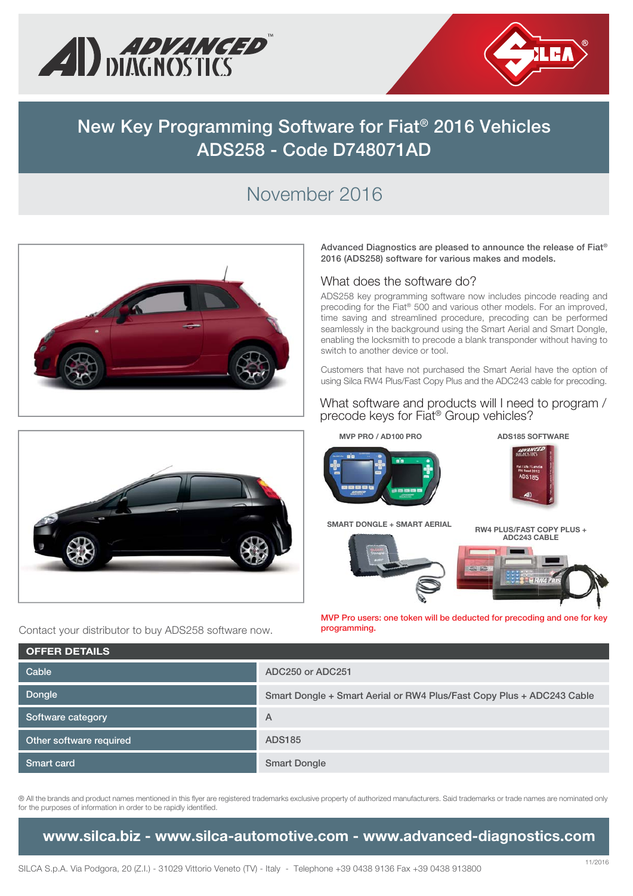# New Key Programming Software for Fiat® 2016 Vehicles ADS258 - Code D748071AD

## November 2016

**Advanced Diagnostics are pleased to announce the release of Fiat® 2016 (ADS258) software for various makes and models.**

### What does the software do?

ADS258 key programming software now includes pincode reading and precoding for the Fiat® 500 and various other models. For an improved, time saving and streamlined procedure, precoding can be performed seamlessly in the background using the Smart Aerial and Smart Dongle, enabling the locksmith to precode a blank transponder without having to switch to another device or tool.

Customers that have not purchased the Smart Aerial have the option of using Silca RW4 Plus/Fast Copy Plus and the ADC243 cable for precoding.

### What software and products will I need to program / precode keys for Fiat® Group vehicles?

MVP PRO / AD100 PRO

ADS185 SOFTWARE

SMART DONGLE + SMART AERIAL

RW4 PLUS/FAST COPY PLUS + ADC243 CABLE

MVP Pro users: one token will be deducted for precoding and one for key programming.

Contact your distributor to buy ADS258 software now.

| OFFER DETAILS | |
|---|---|
| Cable | ADC250 or ADC251 |
| Dongle | Smart Dongle + Smart Aerial or RW4 Plus/Fast Copy Plus + ADC243 Cable |
| Software category | A |
| Other software required | ADS185 |
| Smart card | Smart Dongle |

® All the brands and product names mentioned in this flyer are registered trademarks exclusive property of authorized manufacturers. Said trademarks or trade names are nominated only for the purposes of information in order to be rapidly identified.

**www.silca.biz - www.silca-automotive.com - www.advanced-diagnostics.com**

SILCA S.p.A. Via Podgora, 20 (Z.I.) - 31029 Vittorio Veneto (TV) - Italy - Telephone +39 0438 9136 Fax +39 0438 913800

11/2016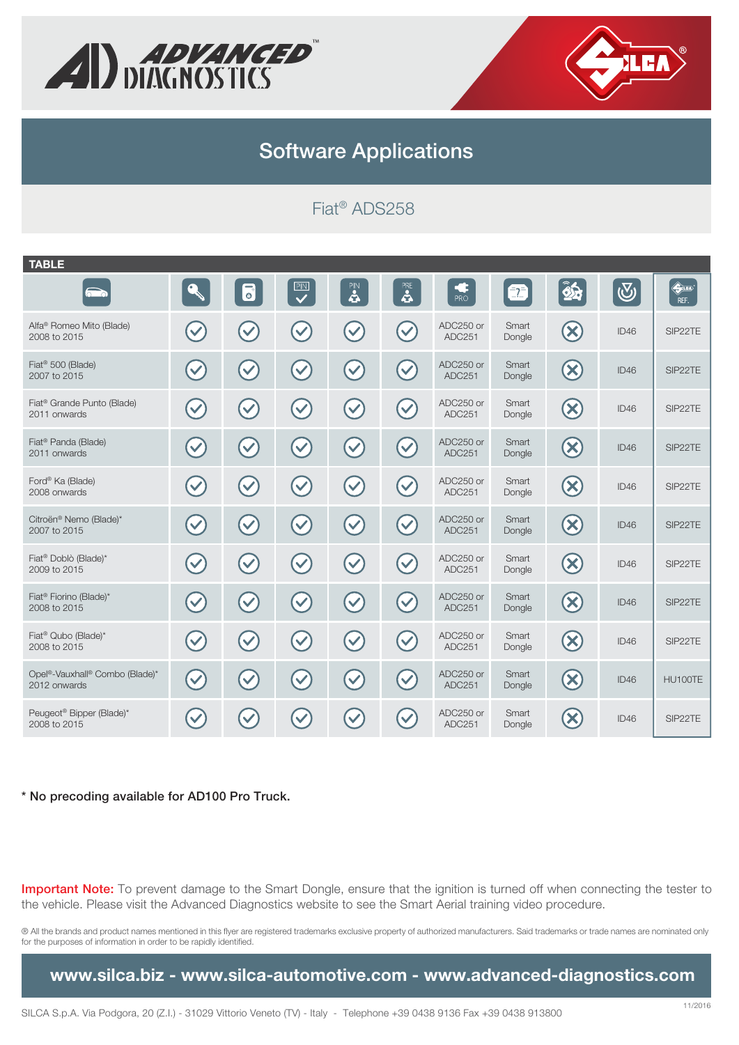# Software Applications

## Fiat® ADS258

**TABLE**

| | | | | | | | | | | REF. |
|---|---|---|---|---|---|---|---|---|---|---|
| Alfa® Romeo Mito (Blade) 2008 to 2015 | ✓ | ✓ | ✓ | ✓ | ✓ | ADC250 or ADC251 | Smart Dongle | ✗ | ID46 | SIP22TE |
| Fiat® 500 (Blade) 2007 to 2015 | ✓ | ✓ | ✓ | ✓ | ✓ | ADC250 or ADC251 | Smart Dongle | ✗ | ID46 | SIP22TE |
| Fiat® Grande Punto (Blade) 2011 onwards | ✓ | ✓ | ✓ | ✓ | ✓ | ADC250 or ADC251 | Smart Dongle | ✗ | ID46 | SIP22TE |
| Fiat® Panda (Blade) 2011 onwards | ✓ | ✓ | ✓ | ✓ | ✓ | ADC250 or ADC251 | Smart Dongle | ✗ | ID46 | SIP22TE |
| Ford® Ka (Blade) 2008 onwards | ✓ | ✓ | ✓ | ✓ | ✓ | ADC250 or ADC251 | Smart Dongle | ✗ | ID46 | SIP22TE |
| Citroën® Nemo (Blade)* 2007 to 2015 | ✓ | ✓ | ✓ | ✓ | ✓ | ADC250 or ADC251 | Smart Dongle | ✗ | ID46 | SIP22TE |
| Fiat® Doblò (Blade)* 2009 to 2015 | ✓ | ✓ | ✓ | ✓ | ✓ | ADC250 or ADC251 | Smart Dongle | ✗ | ID46 | SIP22TE |
| Fiat® Fiorino (Blade)* 2008 to 2015 | ✓ | ✓ | ✓ | ✓ | ✓ | ADC250 or ADC251 | Smart Dongle | ✗ | ID46 | SIP22TE |
| Fiat® Qubo (Blade)* 2008 to 2015 | ✓ | ✓ | ✓ | ✓ | ✓ | ADC250 or ADC251 | Smart Dongle | ✗ | ID46 | SIP22TE |
| Opel®-Vauxhall® Combo (Blade)* 2012 onwards | ✓ | ✓ | ✓ | ✓ | ✓ | ADC250 or ADC251 | Smart Dongle | ✗ | ID46 | HU100TE |
| Peugeot® Bipper (Blade)* 2008 to 2015 | ✓ | ✓ | ✓ | ✓ | ✓ | ADC250 or ADC251 | Smart Dongle | ✗ | ID46 | SIP22TE |

**\* No precoding available for AD100 Pro Truck.**

**Important Note:** To prevent damage to the Smart Dongle, ensure that the ignition is turned off when connecting the tester to the vehicle. Please visit the Advanced Diagnostics website to see the Smart Aerial training video procedure.

® All the brands and product names mentioned in this flyer are registered trademarks exclusive property of authorized manufacturers. Said trademarks or trade names are nominated only for the purposes of information in order to be rapidly identified.

**www.silca.biz - www.silca-automotive.com - www.advanced-diagnostics.com**

SILCA S.p.A. Via Podgora, 20 (Z.I.) - 31029 Vittorio Veneto (TV) - Italy - Telephone +39 0438 9136 Fax +39 0438 913800

11/2016